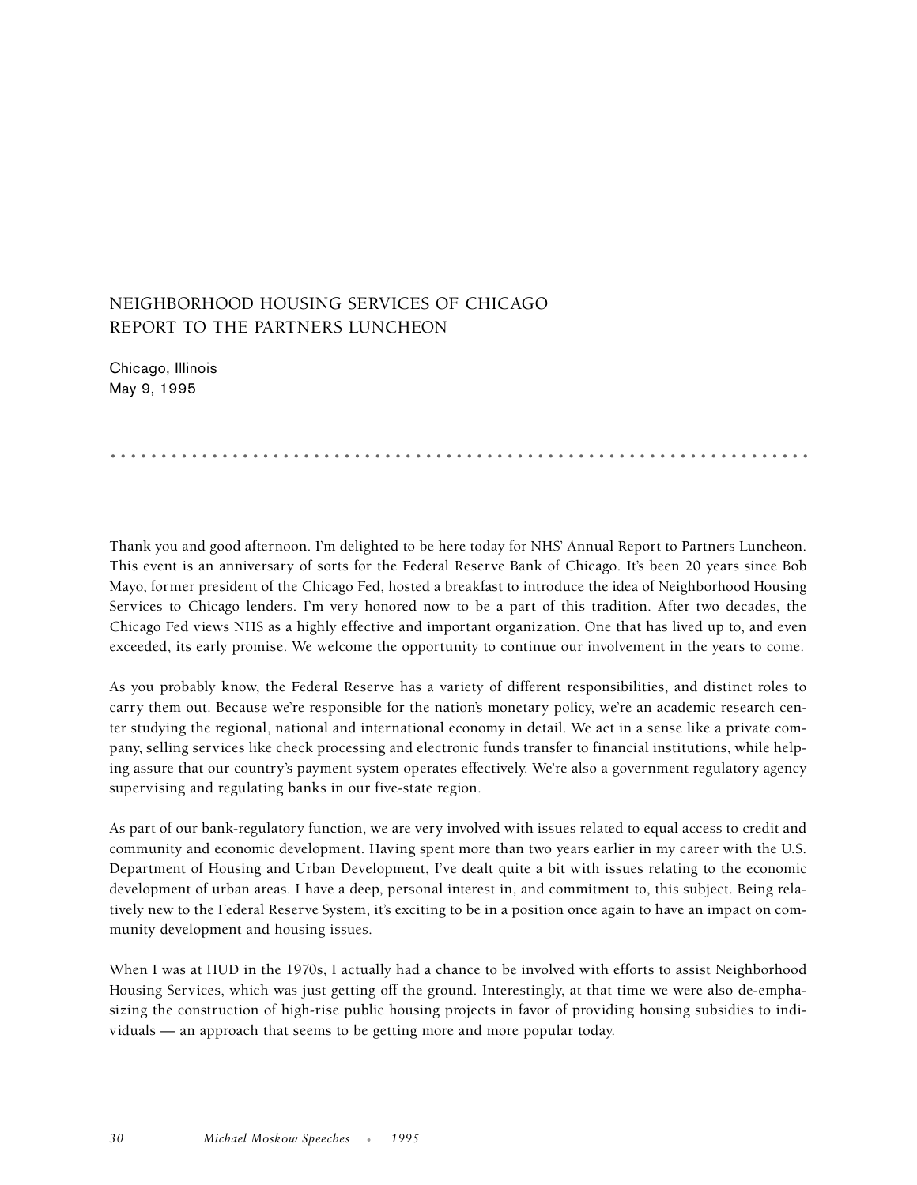# NEIGHBORHOOD HOUSING SERVICES OF CHICAGO REPORT TO THE PARTNERS LUNCHEON

Chicago, Illinois
May 9, 1995

Thank you and good afternoon. I'm delighted to be here today for NHS' Annual Report to Partners Luncheon. This event is an anniversary of sorts for the Federal Reserve Bank of Chicago. It's been 20 years since Bob Mayo, former president of the Chicago Fed, hosted a breakfast to introduce the idea of Neighborhood Housing Services to Chicago lenders. I'm very honored now to be a part of this tradition. After two decades, the Chicago Fed views NHS as a highly effective and important organization. One that has lived up to, and even exceeded, its early promise. We welcome the opportunity to continue our involvement in the years to come.

As you probably know, the Federal Reserve has a variety of different responsibilities, and distinct roles to carry them out. Because we're responsible for the nation's monetary policy, we're an academic research center studying the regional, national and international economy in detail. We act in a sense like a private company, selling services like check processing and electronic funds transfer to financial institutions, while helping assure that our country's payment system operates effectively. We're also a government regulatory agency supervising and regulating banks in our five-state region.

As part of our bank-regulatory function, we are very involved with issues related to equal access to credit and community and economic development. Having spent more than two years earlier in my career with the U.S. Department of Housing and Urban Development, I've dealt quite a bit with issues relating to the economic development of urban areas. I have a deep, personal interest in, and commitment to, this subject. Being relatively new to the Federal Reserve System, it's exciting to be in a position once again to have an impact on community development and housing issues.

When I was at HUD in the 1970s, I actually had a chance to be involved with efforts to assist Neighborhood Housing Services, which was just getting off the ground. Interestingly, at that time we were also de-emphasizing the construction of high-rise public housing projects in favor of providing housing subsidies to individuals — an approach that seems to be getting more and more popular today.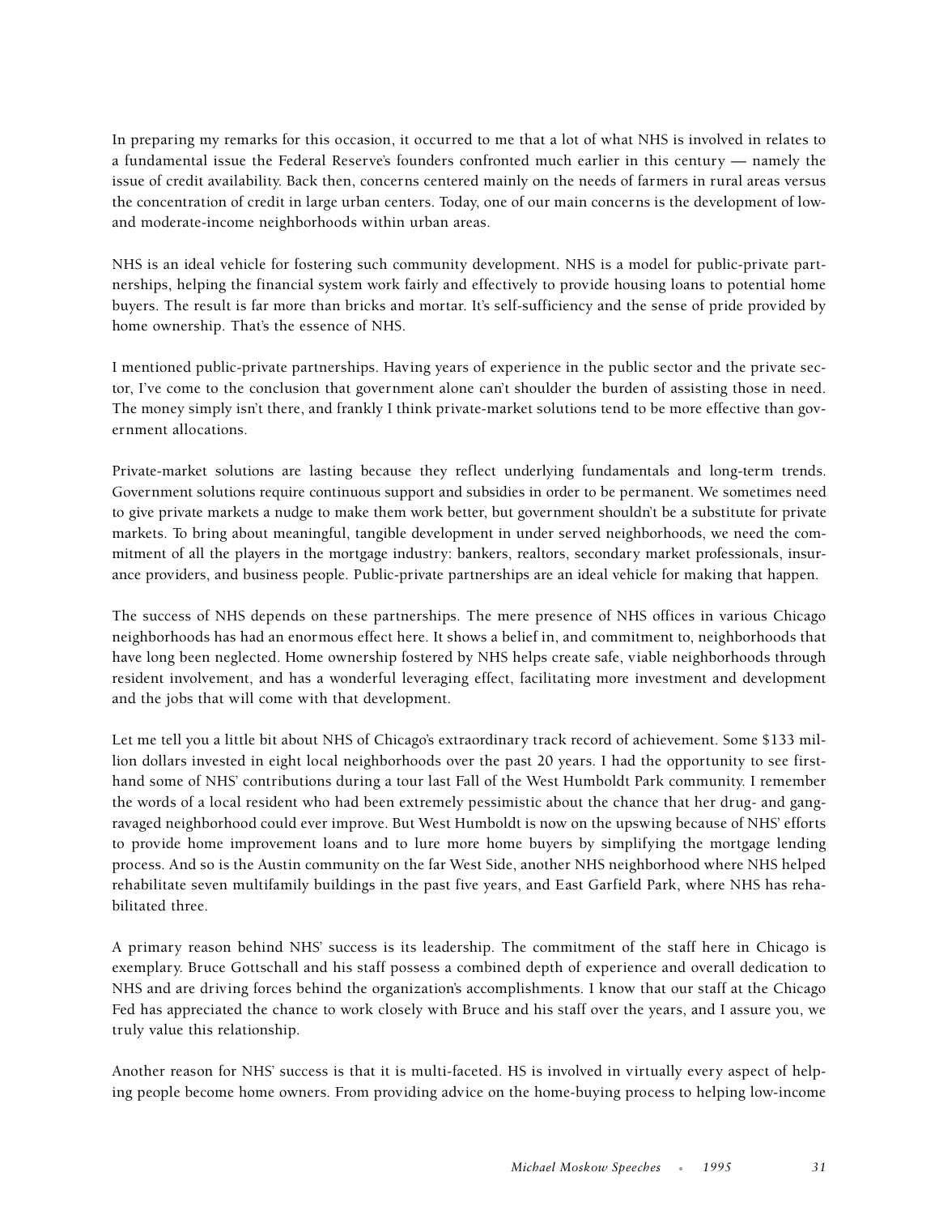In preparing my remarks for this occasion, it occurred to me that a lot of what NHS is involved in relates to a fundamental issue the Federal Reserve's founders confronted much earlier in this century — namely the issue of credit availability. Back then, concerns centered mainly on the needs of farmers in rural areas versus the concentration of credit in large urban centers. Today, one of our main concerns is the development of low- and moderate-income neighborhoods within urban areas.

NHS is an ideal vehicle for fostering such community development. NHS is a model for public-private partnerships, helping the financial system work fairly and effectively to provide housing loans to potential home buyers. The result is far more than bricks and mortar. It's self-sufficiency and the sense of pride provided by home ownership. That's the essence of NHS.

I mentioned public-private partnerships. Having years of experience in the public sector and the private sector, I've come to the conclusion that government alone can't shoulder the burden of assisting those in need. The money simply isn't there, and frankly I think private-market solutions tend to be more effective than government allocations.

Private-market solutions are lasting because they reflect underlying fundamentals and long-term trends. Government solutions require continuous support and subsidies in order to be permanent. We sometimes need to give private markets a nudge to make them work better, but government shouldn't be a substitute for private markets. To bring about meaningful, tangible development in under served neighborhoods, we need the commitment of all the players in the mortgage industry: bankers, realtors, secondary market professionals, insurance providers, and business people. Public-private partnerships are an ideal vehicle for making that happen.

The success of NHS depends on these partnerships. The mere presence of NHS offices in various Chicago neighborhoods has had an enormous effect here. It shows a belief in, and commitment to, neighborhoods that have long been neglected. Home ownership fostered by NHS helps create safe, viable neighborhoods through resident involvement, and has a wonderful leveraging effect, facilitating more investment and development and the jobs that will come with that development.

Let me tell you a little bit about NHS of Chicago's extraordinary track record of achievement. Some $133 million dollars invested in eight local neighborhoods over the past 20 years. I had the opportunity to see firsthand some of NHS' contributions during a tour last Fall of the West Humboldt Park community. I remember the words of a local resident who had been extremely pessimistic about the chance that her drug- and gang-ravaged neighborhood could ever improve. But West Humboldt is now on the upswing because of NHS' efforts to provide home improvement loans and to lure more home buyers by simplifying the mortgage lending process. And so is the Austin community on the far West Side, another NHS neighborhood where NHS helped rehabilitate seven multifamily buildings in the past five years, and East Garfield Park, where NHS has rehabilitated three.

A primary reason behind NHS' success is its leadership. The commitment of the staff here in Chicago is exemplary. Bruce Gottschall and his staff possess a combined depth of experience and overall dedication to NHS and are driving forces behind the organization's accomplishments. I know that our staff at the Chicago Fed has appreciated the chance to work closely with Bruce and his staff over the years, and I assure you, we truly value this relationship.

Another reason for NHS' success is that it is multi-faceted. HS is involved in virtually every aspect of helping people become home owners. From providing advice on the home-buying process to helping low-income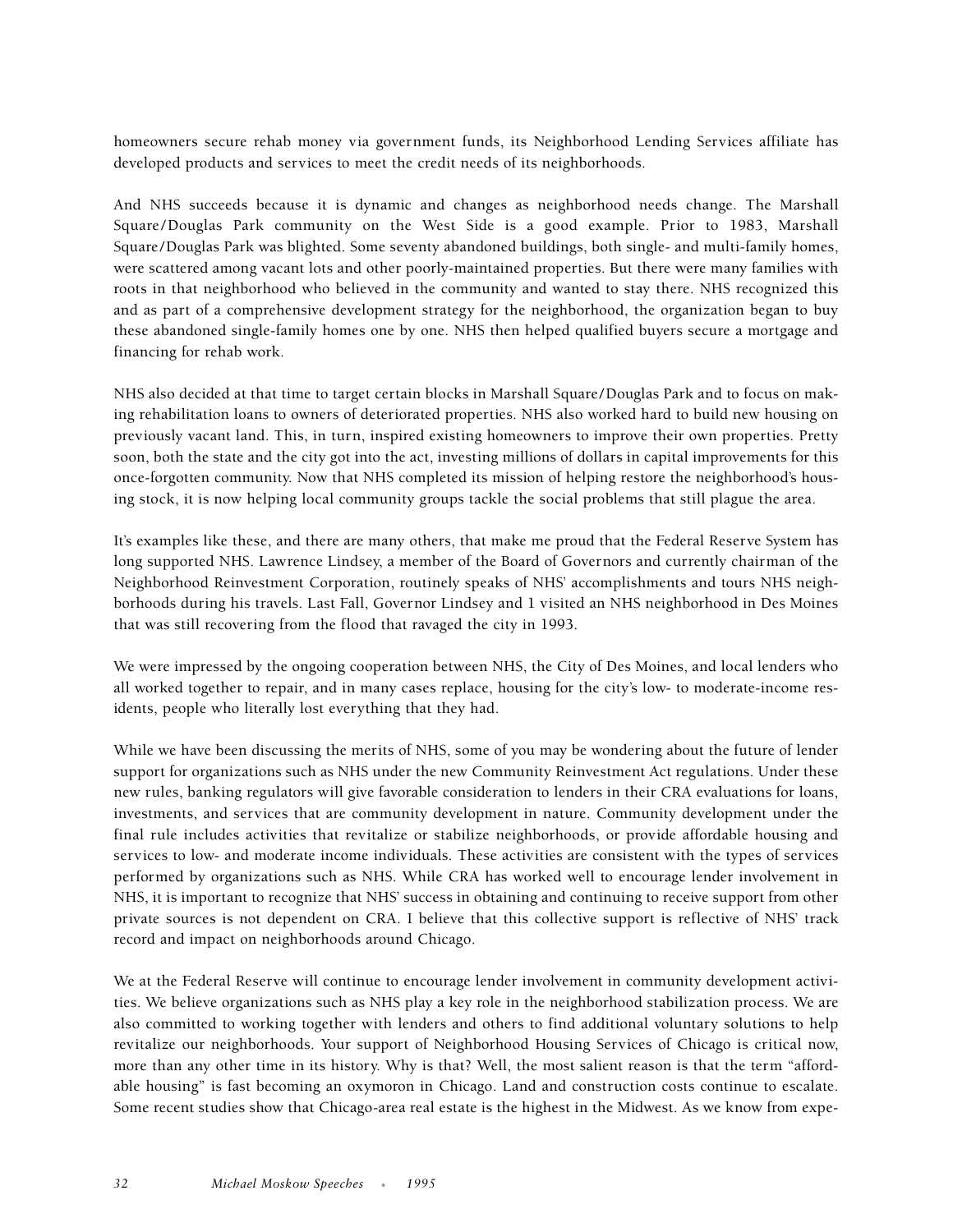homeowners secure rehab money via government funds, its Neighborhood Lending Services affiliate has developed products and services to meet the credit needs of its neighborhoods.

And NHS succeeds because it is dynamic and changes as neighborhood needs change. The Marshall Square/Douglas Park community on the West Side is a good example. Prior to 1983, Marshall Square/Douglas Park was blighted. Some seventy abandoned buildings, both single- and multi-family homes, were scattered among vacant lots and other poorly-maintained properties. But there were many families with roots in that neighborhood who believed in the community and wanted to stay there. NHS recognized this and as part of a comprehensive development strategy for the neighborhood, the organization began to buy these abandoned single-family homes one by one. NHS then helped qualified buyers secure a mortgage and financing for rehab work.

NHS also decided at that time to target certain blocks in Marshall Square/Douglas Park and to focus on making rehabilitation loans to owners of deteriorated properties. NHS also worked hard to build new housing on previously vacant land. This, in turn, inspired existing homeowners to improve their own properties. Pretty soon, both the state and the city got into the act, investing millions of dollars in capital improvements for this once-forgotten community. Now that NHS completed its mission of helping restore the neighborhood's housing stock, it is now helping local community groups tackle the social problems that still plague the area.

It's examples like these, and there are many others, that make me proud that the Federal Reserve System has long supported NHS. Lawrence Lindsey, a member of the Board of Governors and currently chairman of the Neighborhood Reinvestment Corporation, routinely speaks of NHS' accomplishments and tours NHS neighborhoods during his travels. Last Fall, Governor Lindsey and 1 visited an NHS neighborhood in Des Moines that was still recovering from the flood that ravaged the city in 1993.

We were impressed by the ongoing cooperation between NHS, the City of Des Moines, and local lenders who all worked together to repair, and in many cases replace, housing for the city's low- to moderate-income residents, people who literally lost everything that they had.

While we have been discussing the merits of NHS, some of you may be wondering about the future of lender support for organizations such as NHS under the new Community Reinvestment Act regulations. Under these new rules, banking regulators will give favorable consideration to lenders in their CRA evaluations for loans, investments, and services that are community development in nature. Community development under the final rule includes activities that revitalize or stabilize neighborhoods, or provide affordable housing and services to low- and moderate income individuals. These activities are consistent with the types of services performed by organizations such as NHS. While CRA has worked well to encourage lender involvement in NHS, it is important to recognize that NHS' success in obtaining and continuing to receive support from other private sources is not dependent on CRA. I believe that this collective support is reflective of NHS' track record and impact on neighborhoods around Chicago.

We at the Federal Reserve will continue to encourage lender involvement in community development activities. We believe organizations such as NHS play a key role in the neighborhood stabilization process. We are also committed to working together with lenders and others to find additional voluntary solutions to help revitalize our neighborhoods. Your support of Neighborhood Housing Services of Chicago is critical now, more than any other time in its history. Why is that? Well, the most salient reason is that the term "affordable housing" is fast becoming an oxymoron in Chicago. Land and construction costs continue to escalate. Some recent studies show that Chicago-area real estate is the highest in the Midwest. As we know from expe-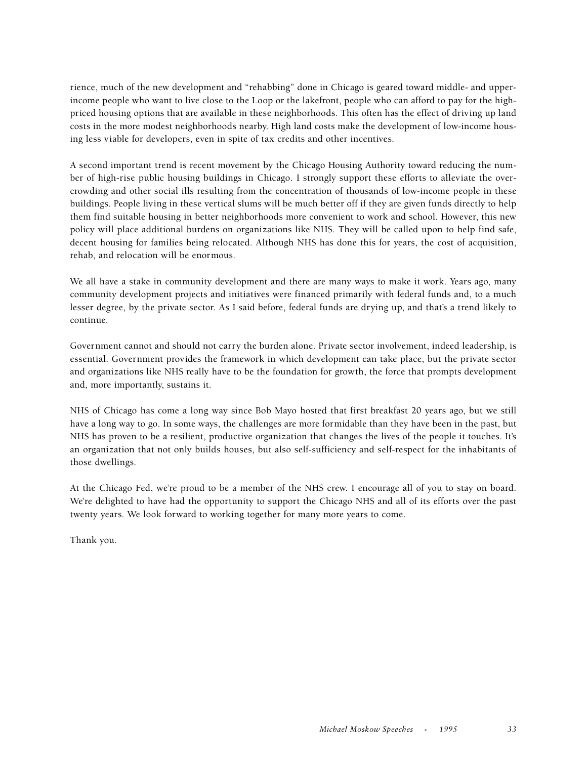rience, much of the new development and "rehabbing" done in Chicago is geared toward middle- and upper-income people who want to live close to the Loop or the lakefront, people who can afford to pay for the high-priced housing options that are available in these neighborhoods. This often has the effect of driving up land costs in the more modest neighborhoods nearby. High land costs make the development of low-income housing less viable for developers, even in spite of tax credits and other incentives.

A second important trend is recent movement by the Chicago Housing Authority toward reducing the number of high-rise public housing buildings in Chicago. I strongly support these efforts to alleviate the overcrowding and other social ills resulting from the concentration of thousands of low-income people in these buildings. People living in these vertical slums will be much better off if they are given funds directly to help them find suitable housing in better neighborhoods more convenient to work and school. However, this new policy will place additional burdens on organizations like NHS. They will be called upon to help find safe, decent housing for families being relocated. Although NHS has done this for years, the cost of acquisition, rehab, and relocation will be enormous.

We all have a stake in community development and there are many ways to make it work. Years ago, many community development projects and initiatives were financed primarily with federal funds and, to a much lesser degree, by the private sector. As I said before, federal funds are drying up, and that's a trend likely to continue.

Government cannot and should not carry the burden alone. Private sector involvement, indeed leadership, is essential. Government provides the framework in which development can take place, but the private sector and organizations like NHS really have to be the foundation for growth, the force that prompts development and, more importantly, sustains it.

NHS of Chicago has come a long way since Bob Mayo hosted that first breakfast 20 years ago, but we still have a long way to go. In some ways, the challenges are more formidable than they have been in the past, but NHS has proven to be a resilient, productive organization that changes the lives of the people it touches. It's an organization that not only builds houses, but also self-sufficiency and self-respect for the inhabitants of those dwellings.

At the Chicago Fed, we're proud to be a member of the NHS crew. I encourage all of you to stay on board. We're delighted to have had the opportunity to support the Chicago NHS and all of its efforts over the past twenty years. We look forward to working together for many more years to come.

Thank you.